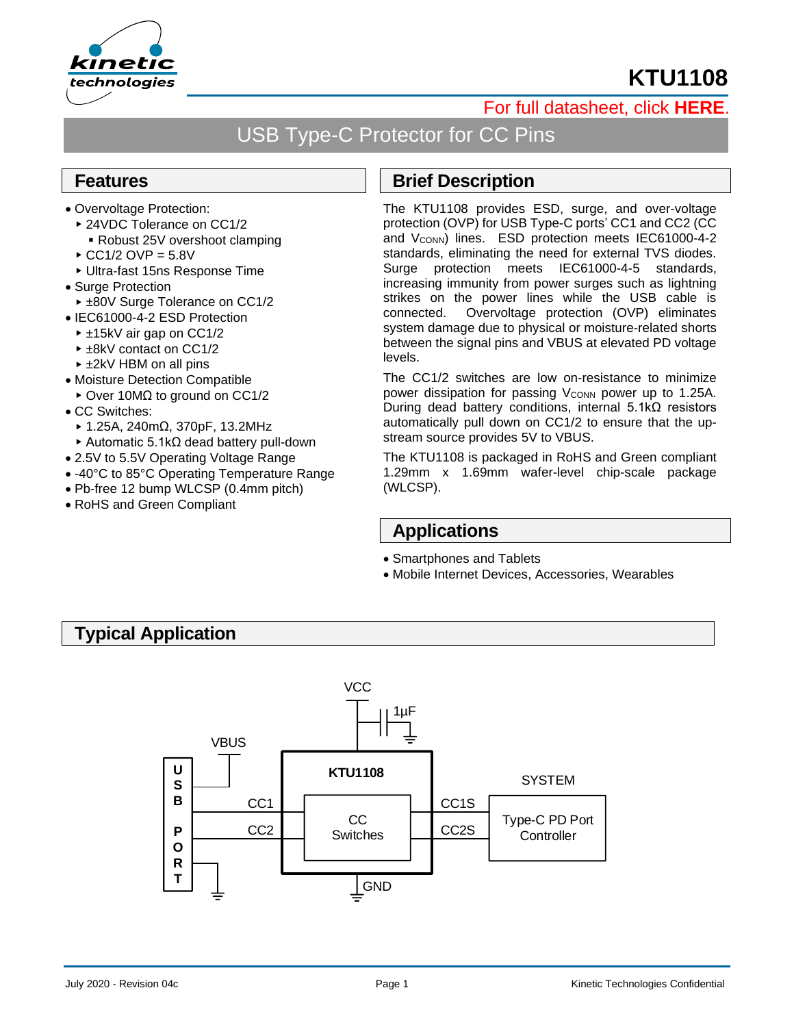# KTU1108

For full datasheet, click **HERE**.

## USB Type-C Protector for CC Pins

## Features

- Overvoltage Protection:
  - 24VDC Tolerance on CC1/2
    - Robust 25V overshoot clamping
  - CC1/2 OVP = 5.8V
  - Ultra-fast 15ns Response Time
- Surge Protection
  - ±80V Surge Tolerance on CC1/2
- IEC61000-4-2 ESD Protection
  - ±15kV air gap on CC1/2
  - ±8kV contact on CC1/2
  - ±2kV HBM on all pins
- Moisture Detection Compatible
  - Over 10MΩ to ground on CC1/2
- CC Switches:
  - 1.25A, 240mΩ, 370pF, 13.2MHz
  - Automatic 5.1kΩ dead battery pull-down
- 2.5V to 5.5V Operating Voltage Range
- -40°C to 85°C Operating Temperature Range
- Pb-free 12 bump WLCSP (0.4mm pitch)
- RoHS and Green Compliant

## Brief Description

The KTU1108 provides ESD, surge, and over-voltage protection (OVP) for USB Type-C ports' CC1 and CC2 (CC and $V_{CONN}$) lines. ESD protection meets IEC61000-4-2 standards, eliminating the need for external TVS diodes. Surge protection meets IEC61000-4-5 standards, increasing immunity from power surges such as lightning strikes on the power lines while the USB cable is connected. Overvoltage protection (OVP) eliminates system damage due to physical or moisture-related shorts between the signal pins and VBUS at elevated PD voltage levels.

The CC1/2 switches are low on-resistance to minimize power dissipation for passing $V_{CONN}$ power up to 1.25A. During dead battery conditions, internal 5.1kΩ resistors automatically pull down on CC1/2 to ensure that the up-stream source provides 5V to VBUS.

The KTU1108 is packaged in RoHS and Green compliant 1.29mm x 1.69mm wafer-level chip-scale package (WLCSP).

## Applications

- Smartphones and Tablets
- Mobile Internet Devices, Accessories, Wearables

## Typical Application

VCC, 1µF, VBUS, USB PORT, KTU1108, CC Switches, CC1, CC2, CC1S, CC2S, GND, SYSTEM, Type-C PD Port Controller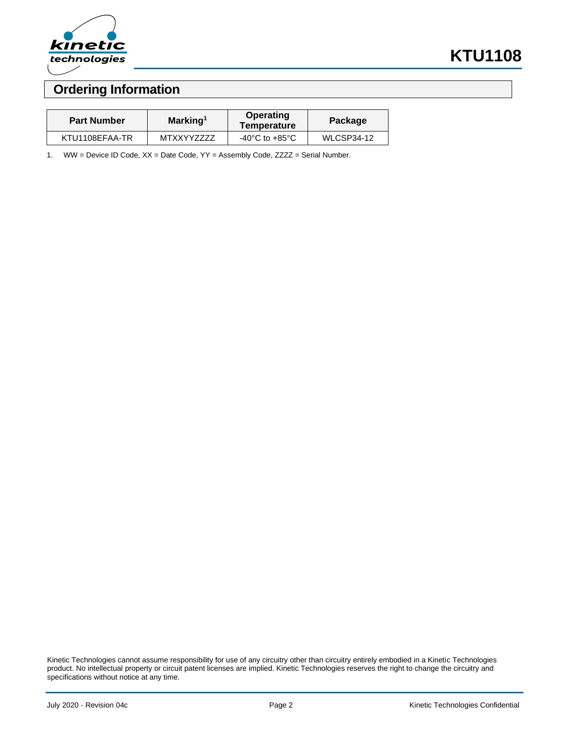## Ordering Information

| Part Number | Marking[1] | Operating Temperature | Package |
|---|---|---|---|
| KTU1108EFAA-TR | MTXXYYZZZZ | -40°C to +85°C | WLCSP34-12 |

1. WW = Device ID Code, XX = Date Code, YY = Assembly Code, ZZZZ = Serial Number.

Kinetic Technologies cannot assume responsibility for use of any circuitry other than circuitry entirely embodied in a Kinetic Technologies product. No intellectual property or circuit patent licenses are implied. Kinetic Technologies reserves the right to change the circuitry and specifications without notice at any time.